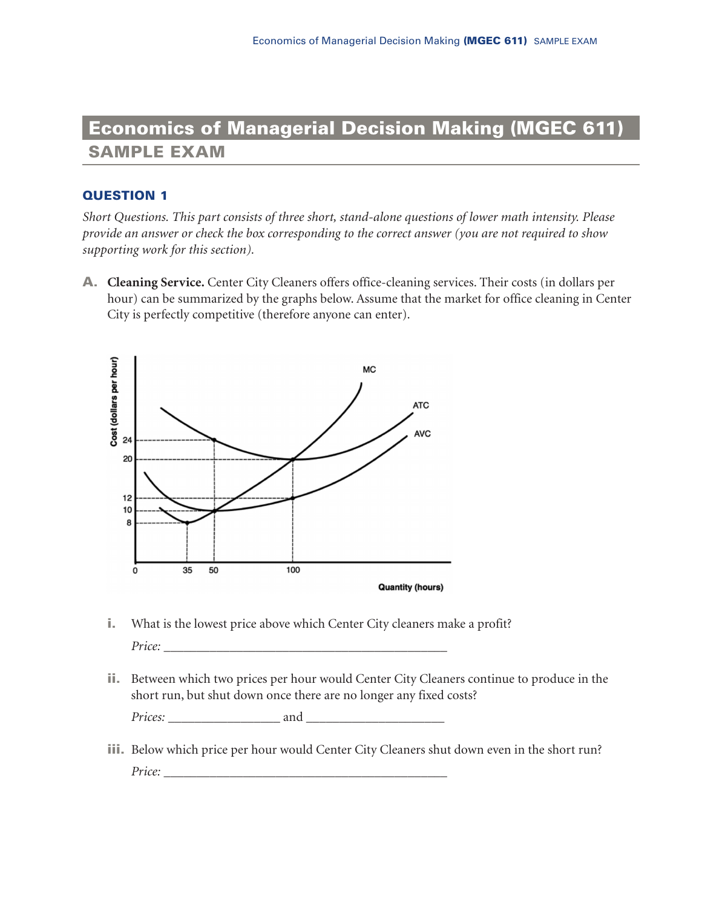# Economics of Managerial Decision Making (MGEC 611)

## SAMPLE EXAM

### QUESTION 1

*Short Questions. This part consists of three short, stand-alone questions of lower math intensity. Please provide an answer or check the box corresponding to the correct answer (you are not required to show supporting work for this section).*

**A. Cleaning Service.** Center City Cleaners offers office-cleaning services. Their costs (in dollars per hour) can be summarized by the graphs below. Assume that the market for office cleaning in Center City is perfectly competitive (therefore anyone can enter).

**i.** What is the lowest price above which Center City cleaners make a profit?

*Price:* ___________________________________________

**ii.** Between which two prices per hour would Center City Cleaners continue to produce in the short run, but shut down once there are no longer any fixed costs?

*Prices:* _________________ and _____________________

**iii.** Below which price per hour would Center City Cleaners shut down even in the short run?

*Price:* ___________________________________________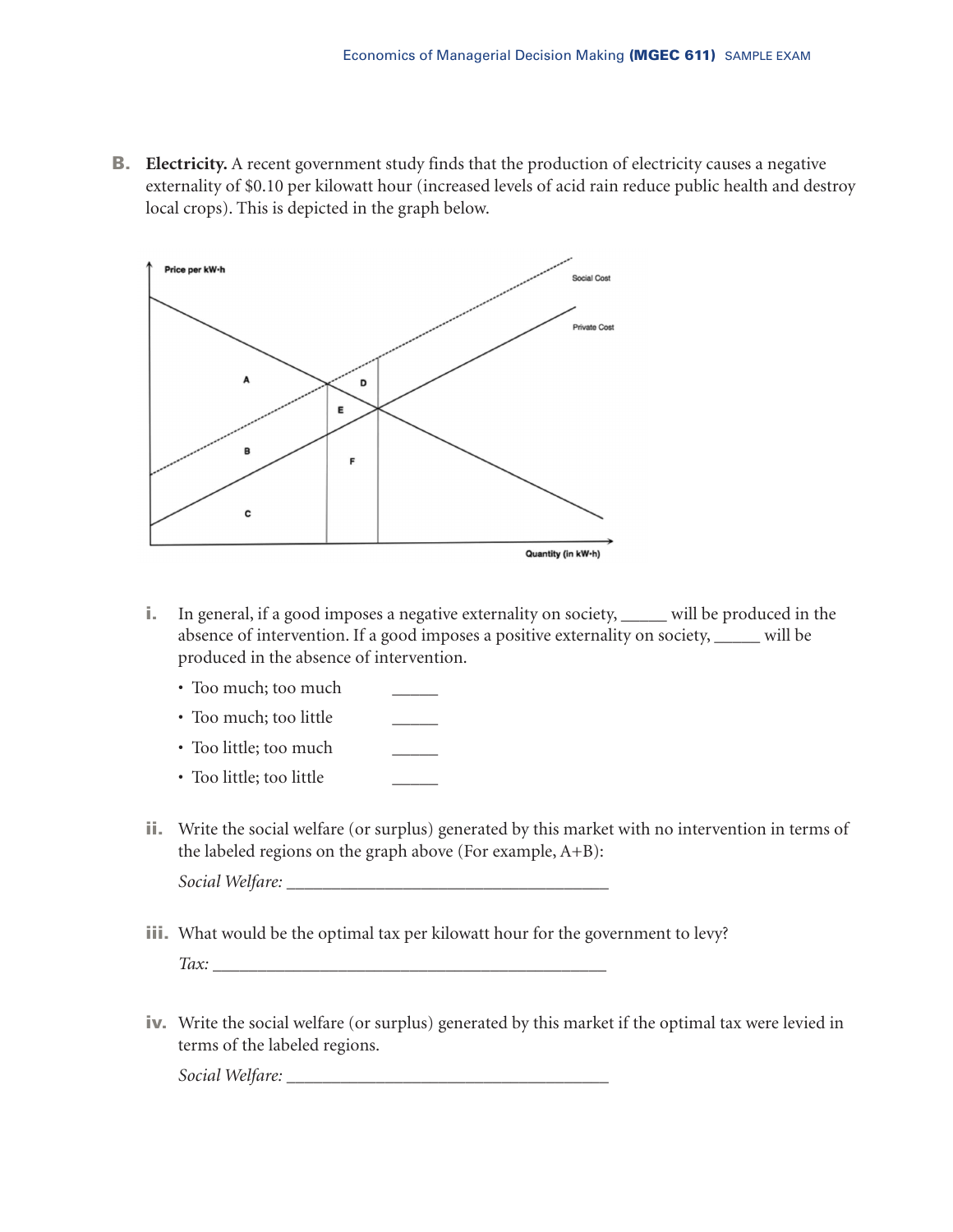**B. Electricity.** A recent government study finds that the production of electricity causes a negative externality of $0.10 per kilowatt hour (increased levels of acid rain reduce public health and destroy local crops). This is depicted in the graph below.

**i.** In general, if a good imposes a negative externality on society, _____ will be produced in the absence of intervention. If a good imposes a positive externality on society, _____ will be produced in the absence of intervention.

- Too much; too much _____
- Too much; too little _____
- Too little; too much _____
- Too little; too little _____

**ii.** Write the social welfare (or surplus) generated by this market with no intervention in terms of the labeled regions on the graph above (For example, A+B):

*Social Welfare:* ____________________________________

**iii.** What would be the optimal tax per kilowatt hour for the government to levy?

*Tax:* ____________________________________________

**iv.** Write the social welfare (or surplus) generated by this market if the optimal tax were levied in terms of the labeled regions.

*Social Welfare:* ____________________________________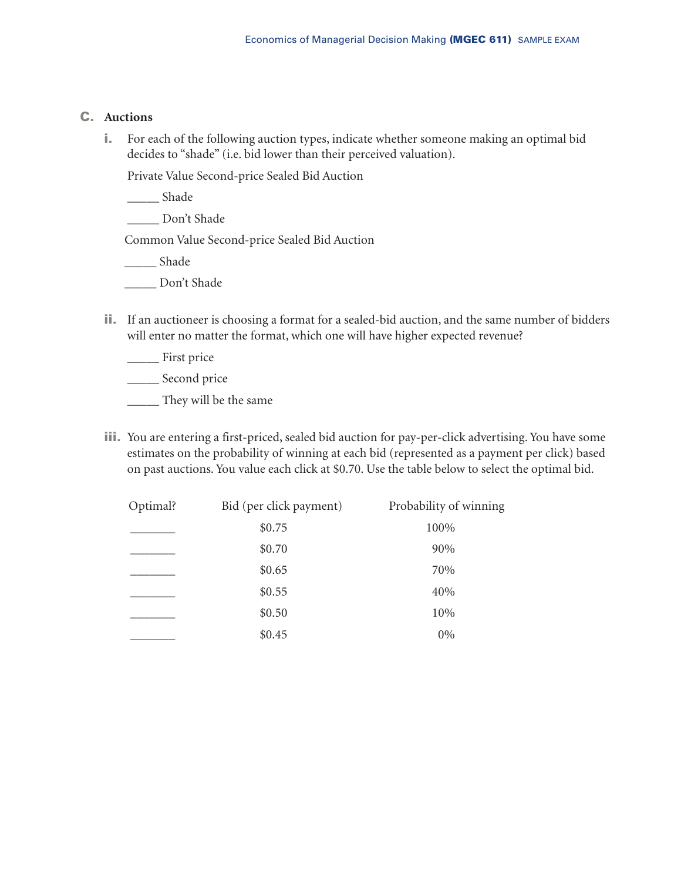## C. Auctions

**i.** For each of the following auction types, indicate whether someone making an optimal bid decides to "shade" (i.e. bid lower than their perceived valuation).

Private Value Second-price Sealed Bid Auction

_____ Shade

_____ Don't Shade

Common Value Second-price Sealed Bid Auction

_____ Shade

_____ Don't Shade

**ii.** If an auctioneer is choosing a format for a sealed-bid auction, and the same number of bidders will enter no matter the format, which one will have higher expected revenue?

_____ First price

_____ Second price

_____ They will be the same

**iii.** You are entering a first-priced, sealed bid auction for pay-per-click advertising. You have some estimates on the probability of winning at each bid (represented as a payment per click) based on past auctions. You value each click at $0.70. Use the table below to select the optimal bid.

| Optimal? | Bid (per click payment) | Probability of winning |
|---|---|---|
| _______ | $0.75 | 100% |
| _______ | $0.70 | 90% |
| _______ | $0.65 | 70% |
| _______ | $0.55 | 40% |
| _______ | $0.50 | 10% |
| _______ | $0.45 | 0% |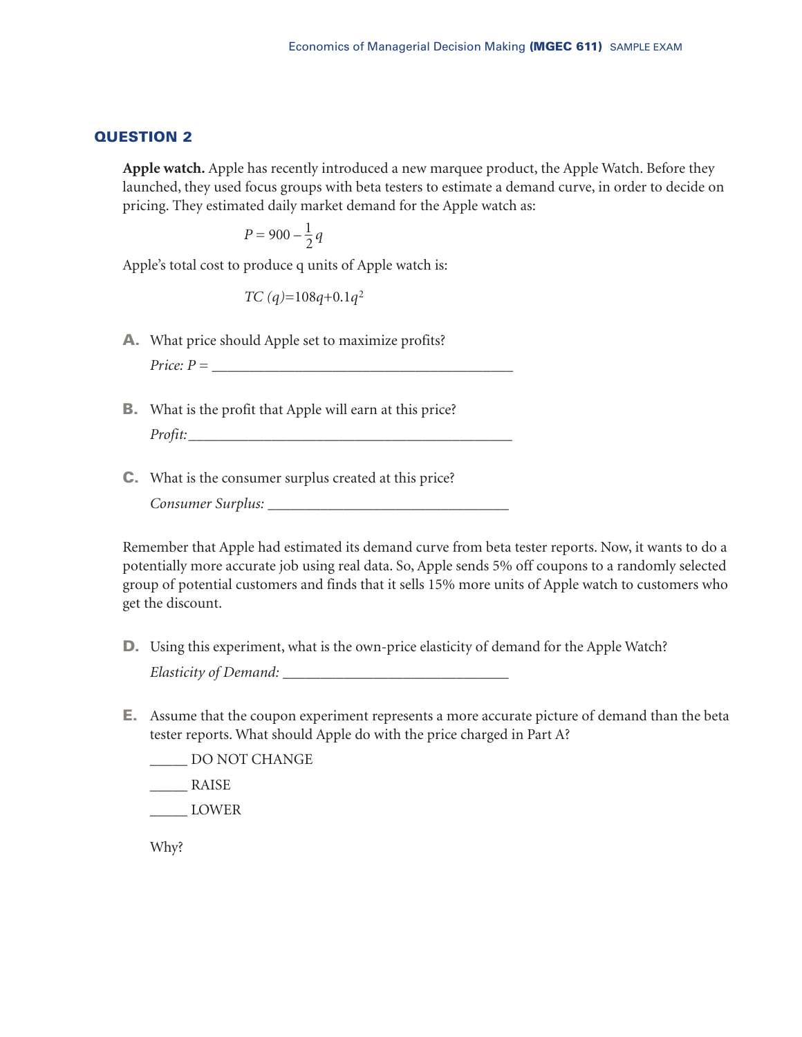## QUESTION 2

**Apple watch.** Apple has recently introduced a new marquee product, the Apple Watch. Before they launched, they used focus groups with beta testers to estimate a demand curve, in order to decide on pricing. They estimated daily market demand for the Apple watch as:

$$P = 900 - \frac{1}{2}q$$

Apple's total cost to produce q units of Apple watch is:

$$TC\ (q) = 108q + 0.1q^2$$

**A.** What price should Apple set to maximize profits?

*Price: P =* ________________________________________

**B.** What is the profit that Apple will earn at this price?

*Profit:* ____________________________________________

**C.** What is the consumer surplus created at this price?

*Consumer Surplus:* _________________________________

Remember that Apple had estimated its demand curve from beta tester reports. Now, it wants to do a potentially more accurate job using real data. So, Apple sends 5% off coupons to a randomly selected group of potential customers and finds that it sells 15% more units of Apple watch to customers who get the discount.

**D.** Using this experiment, what is the own-price elasticity of demand for the Apple Watch?

*Elasticity of Demand:* ______________________________

**E.** Assume that the coupon experiment represents a more accurate picture of demand than the beta tester reports. What should Apple do with the price charged in Part A?

_____ DO NOT CHANGE

_____ RAISE

_____ LOWER

Why?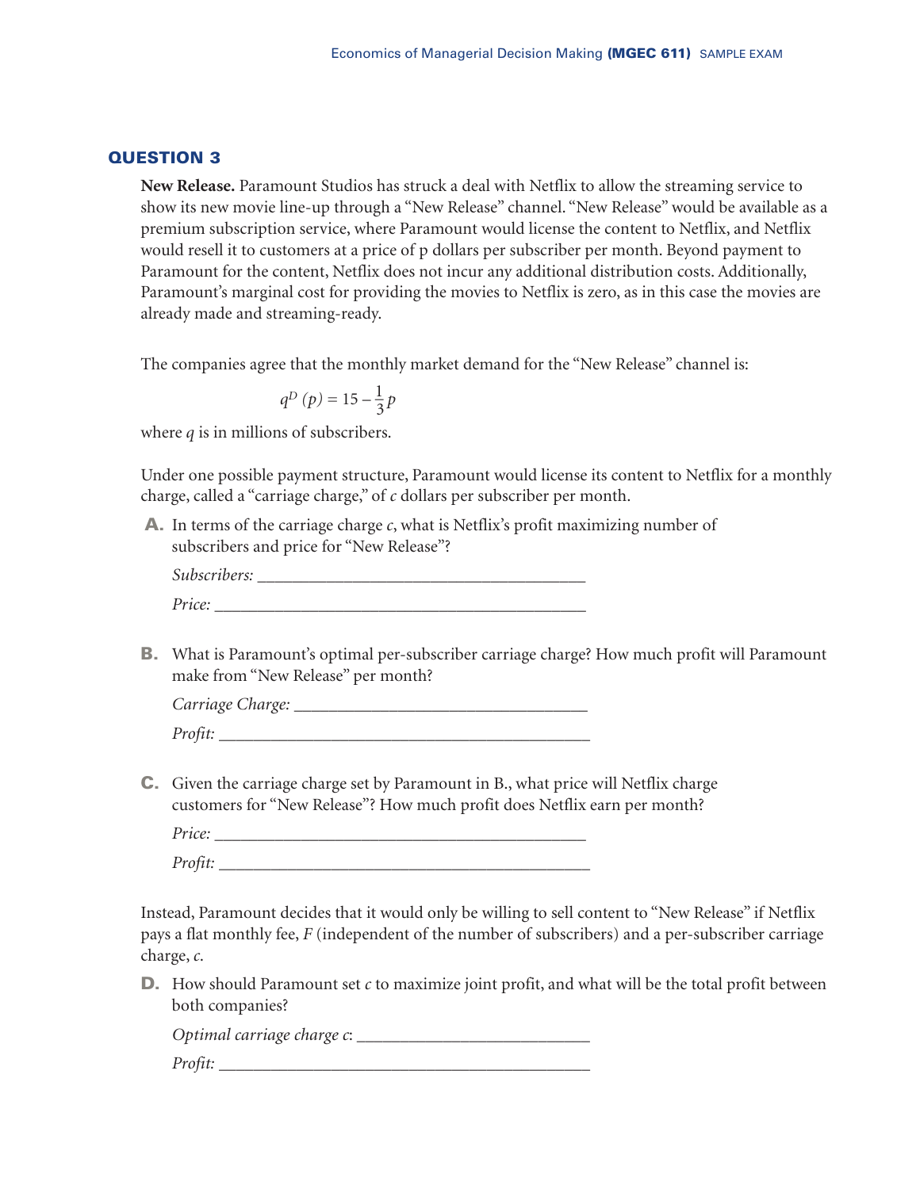## QUESTION 3

**New Release.** Paramount Studios has struck a deal with Netflix to allow the streaming service to show its new movie line-up through a "New Release" channel. "New Release" would be available as a premium subscription service, where Paramount would license the content to Netflix, and Netflix would resell it to customers at a price of p dollars per subscriber per month. Beyond payment to Paramount for the content, Netflix does not incur any additional distribution costs. Additionally, Paramount's marginal cost for providing the movies to Netflix is zero, as in this case the movies are already made and streaming-ready.

The companies agree that the monthly market demand for the "New Release" channel is:

$$q^D(p) = 15 - \frac{1}{3}p$$

where $q$ is in millions of subscribers.

Under one possible payment structure, Paramount would license its content to Netflix for a monthly charge, called a "carriage charge," of $c$ dollars per subscriber per month.

**A.** In terms of the carriage charge $c$, what is Netflix's profit maximizing number of subscribers and price for "New Release"?

*Subscribers:* ________________________________________

*Price:* ________________________________________

**B.** What is Paramount's optimal per-subscriber carriage charge? How much profit will Paramount make from "New Release" per month?

*Carriage Charge:* ________________________________________

*Profit:* ________________________________________

**C.** Given the carriage charge set by Paramount in B., what price will Netflix charge customers for "New Release"? How much profit does Netflix earn per month?

*Price:* ________________________________________

*Profit:* ________________________________________

Instead, Paramount decides that it would only be willing to sell content to "New Release" if Netflix pays a flat monthly fee, $F$ (independent of the number of subscribers) and a per-subscriber carriage charge, $c$.

**D.** How should Paramount set $c$ to maximize joint profit, and what will be the total profit between both companies?

*Optimal carriage charge $c$:* ________________________________________

*Profit:* ________________________________________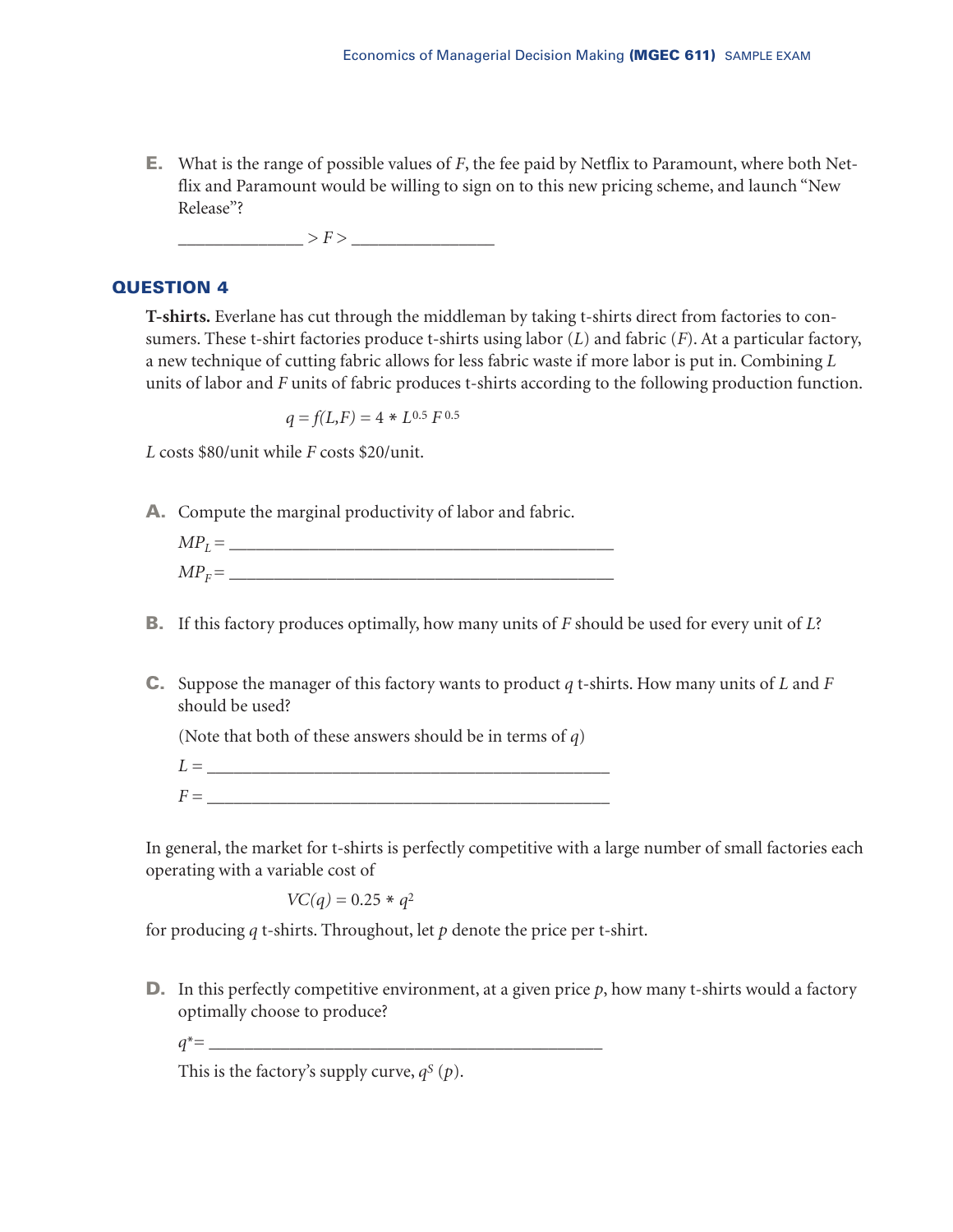**E.** What is the range of possible values of $F$, the fee paid by Netflix to Paramount, where both Netflix and Paramount would be willing to sign on to this new pricing scheme, and launch "New Release"?

_______________ $> F >$ _________________

## QUESTION 4

**T-shirts.** Everlane has cut through the middleman by taking t-shirts direct from factories to consumers. These t-shirt factories produce t-shirts using labor ($L$) and fabric ($F$). At a particular factory, a new technique of cutting fabric allows for less fabric waste if more labor is put in. Combining $L$ units of labor and $F$ units of fabric produces t-shirts according to the following production function.

$$q = f(L,F) = 4 * L^{0.5} F^{0.5}$$

$L$ costs \$80/unit while $F$ costs \$20/unit.

**A.** Compute the marginal productivity of labor and fabric.

$MP_L =$ _______________________________________________

$MP_F =$ _______________________________________________

**B.** If this factory produces optimally, how many units of $F$ should be used for every unit of $L$?

**C.** Suppose the manager of this factory wants to product $q$ t-shirts. How many units of $L$ and $F$ should be used?

(Note that both of these answers should be in terms of $q$)

$L =$ _______________________________________________

$F =$ _______________________________________________

In general, the market for t-shirts is perfectly competitive with a large number of small factories each operating with a variable cost of

$$VC(q) = 0.25 * q^2$$

for producing $q$ t-shirts. Throughout, let $p$ denote the price per t-shirt.

**D.** In this perfectly competitive environment, at a given price $p$, how many t-shirts would a factory optimally choose to produce?

$q^* =$ _______________________________________________

This is the factory's supply curve, $q^S(p)$.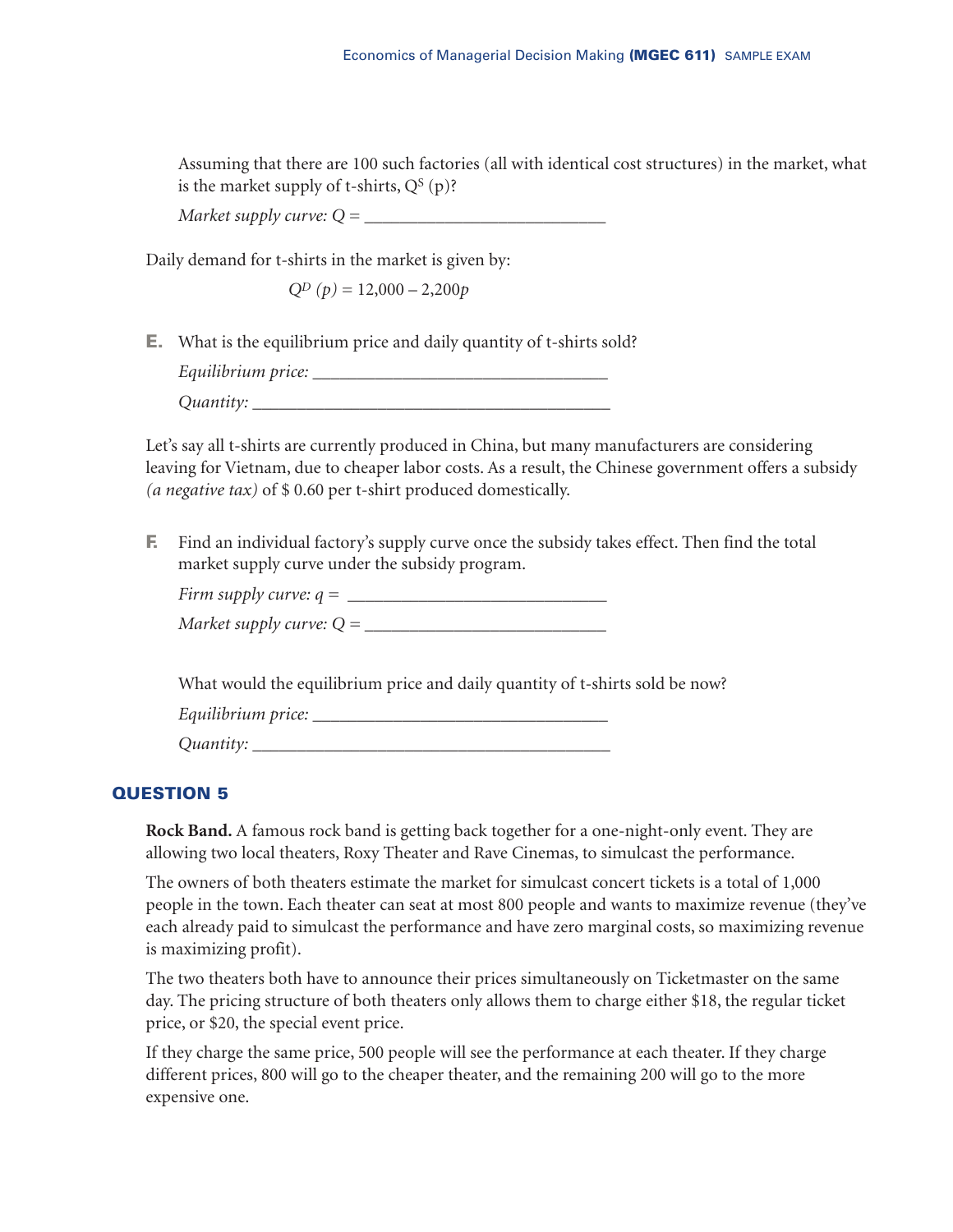Assuming that there are 100 such factories (all with identical cost structures) in the market, what is the market supply of t-shirts, $Q^S(p)$?

*Market supply curve:* $Q =$ ___________________________

Daily demand for t-shirts in the market is given by:

$$Q^D(p) = 12{,}000 - 2{,}200p$$

**E.** What is the equilibrium price and daily quantity of t-shirts sold?

*Equilibrium price:* _________________________________

*Quantity:* ________________________________________

Let's say all t-shirts are currently produced in China, but many manufacturers are considering leaving for Vietnam, due to cheaper labor costs. As a result, the Chinese government offers a subsidy *(a negative tax)* of $ 0.60 per t-shirt produced domestically.

**F.** Find an individual factory's supply curve once the subsidy takes effect. Then find the total market supply curve under the subsidy program.

*Firm supply curve:* $q =$ ____________________________

*Market supply curve:* $Q =$ ___________________________

What would the equilibrium price and daily quantity of t-shirts sold be now?

*Equilibrium price:* _________________________________

*Quantity:* ________________________________________

## QUESTION 5

**Rock Band.** A famous rock band is getting back together for a one-night-only event. They are allowing two local theaters, Roxy Theater and Rave Cinemas, to simulcast the performance.

The owners of both theaters estimate the market for simulcast concert tickets is a total of 1,000 people in the town. Each theater can seat at most 800 people and wants to maximize revenue (they've each already paid to simulcast the performance and have zero marginal costs, so maximizing revenue is maximizing profit).

The two theaters both have to announce their prices simultaneously on Ticketmaster on the same day. The pricing structure of both theaters only allows them to charge either $18, the regular ticket price, or $20, the special event price.

If they charge the same price, 500 people will see the performance at each theater. If they charge different prices, 800 will go to the cheaper theater, and the remaining 200 will go to the more expensive one.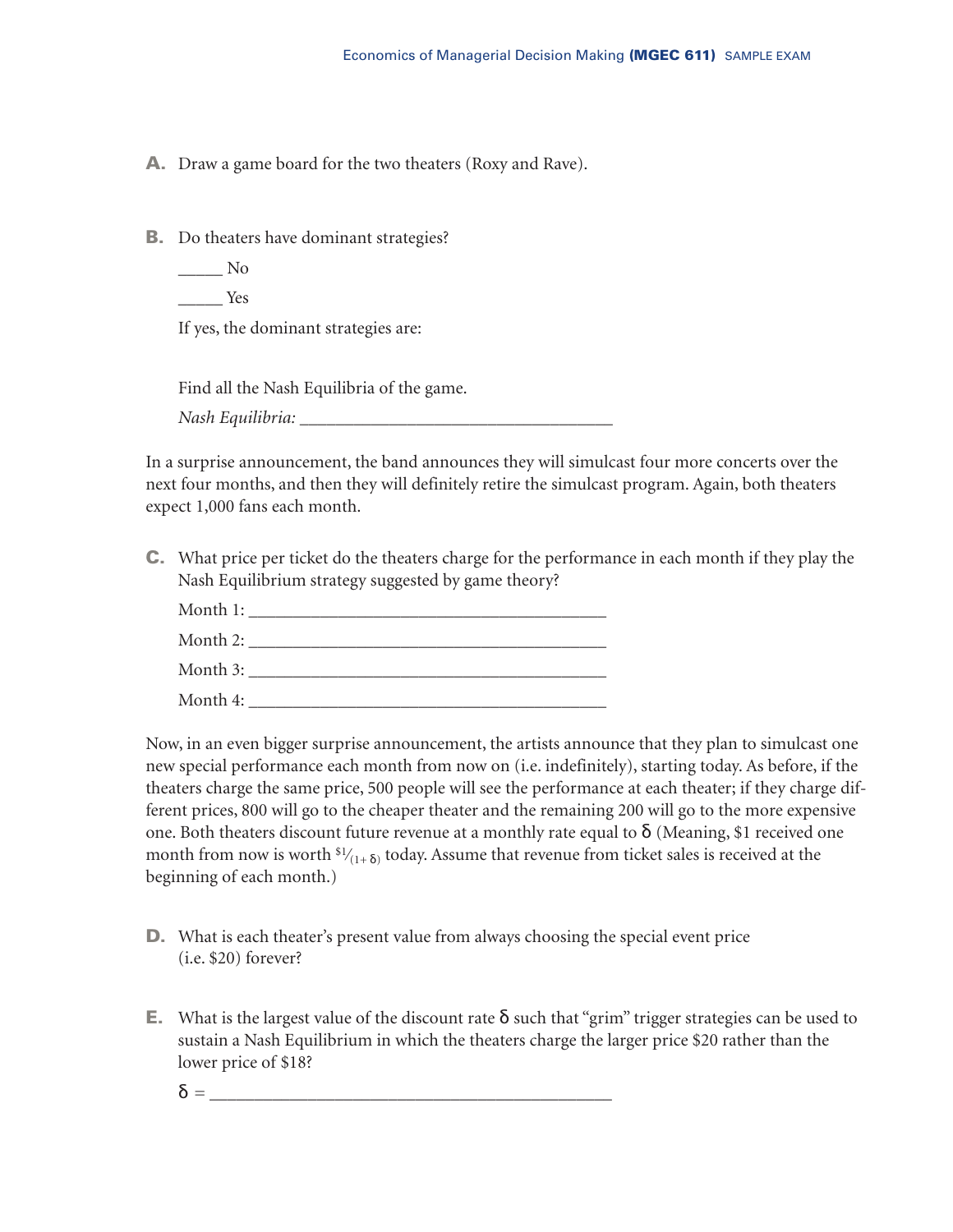**A.** Draw a game board for the two theaters (Roxy and Rave).

**B.** Do theaters have dominant strategies?

_____ No

_____ Yes

If yes, the dominant strategies are:

Find all the Nash Equilibria of the game.

*Nash Equilibria:* ___________________________________

In a surprise announcement, the band announces they will simulcast four more concerts over the next four months, and then they will definitely retire the simulcast program. Again, both theaters expect 1,000 fans each month.

**C.** What price per ticket do the theaters charge for the performance in each month if they play the Nash Equilibrium strategy suggested by game theory?

Month 1: ________________________________________

Month 2: ________________________________________

Month 3: ________________________________________

Month 4: ________________________________________

Now, in an even bigger surprise announcement, the artists announce that they plan to simulcast one new special performance each month from now on (i.e. indefinitely), starting today. As before, if the theaters charge the same price, 500 people will see the performance at each theater; if they charge different prices, 800 will go to the cheaper theater and the remaining 200 will go to the more expensive one. Both theaters discount future revenue at a monthly rate equal to $\delta$ (Meaning, \$1 received one month from now is worth $\$1/_{(1+\delta)}$ today. Assume that revenue from ticket sales is received at the beginning of each month.)

**D.** What is each theater's present value from always choosing the special event price (i.e. \$20) forever?

**E.** What is the largest value of the discount rate $\delta$ such that "grim" trigger strategies can be used to sustain a Nash Equilibrium in which the theaters charge the larger price \$20 rather than the lower price of \$18?

$\delta$ = ___________________________________________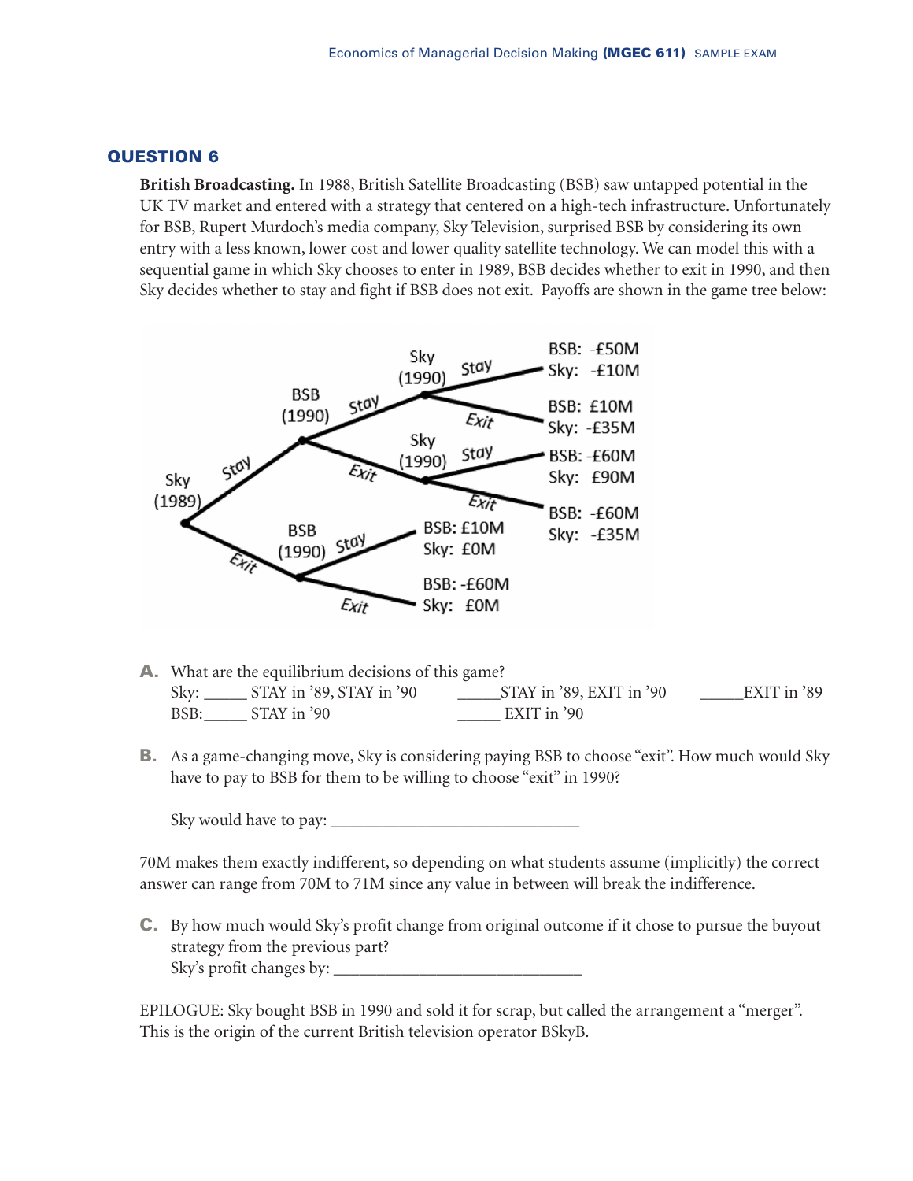## QUESTION 6

**British Broadcasting.** In 1988, British Satellite Broadcasting (BSB) saw untapped potential in the UK TV market and entered with a strategy that centered on a high-tech infrastructure. Unfortunately for BSB, Rupert Murdoch's media company, Sky Television, surprised BSB by considering its own entry with a less known, lower cost and lower quality satellite technology. We can model this with a sequential game in which Sky chooses to enter in 1989, BSB decides whether to exit in 1990, and then Sky decides whether to stay and fight if BSB does not exit. Payoffs are shown in the game tree below:

- Sky (1989)
  - Stay → BSB (1990)
    - Stay → Sky (1990)
      - Stay → BSB: -£50M, Sky: -£10M
      - Exit → BSB: £10M, Sky: -£35M
    - Exit → Sky (1990)
      - Stay → BSB: -£60M, Sky: £90M
      - Exit → BSB: -£60M, Sky: -£35M
  - Exit → BSB (1990)
    - Stay → BSB: £10M, Sky: £0M
    - Exit → BSB: -£60M, Sky: £0M

**A.** What are the equilibrium decisions of this game?

Sky: _____ STAY in '89, STAY in '90 _____STAY in '89, EXIT in '90 _____EXIT in '89

BSB:_____ STAY in '90 _____ EXIT in '90

**B.** As a game-changing move, Sky is considering paying BSB to choose "exit". How much would Sky have to pay to BSB for them to be willing to choose "exit" in 1990?

Sky would have to pay: ______________________________

70M makes them exactly indifferent, so depending on what students assume (implicitly) the correct answer can range from 70M to 71M since any value in between will break the indifference.

**C.** By how much would Sky's profit change from original outcome if it chose to pursue the buyout strategy from the previous part?

Sky's profit changes by: ______________________________

EPILOGUE: Sky bought BSB in 1990 and sold it for scrap, but called the arrangement a "merger". This is the origin of the current British television operator BSkyB.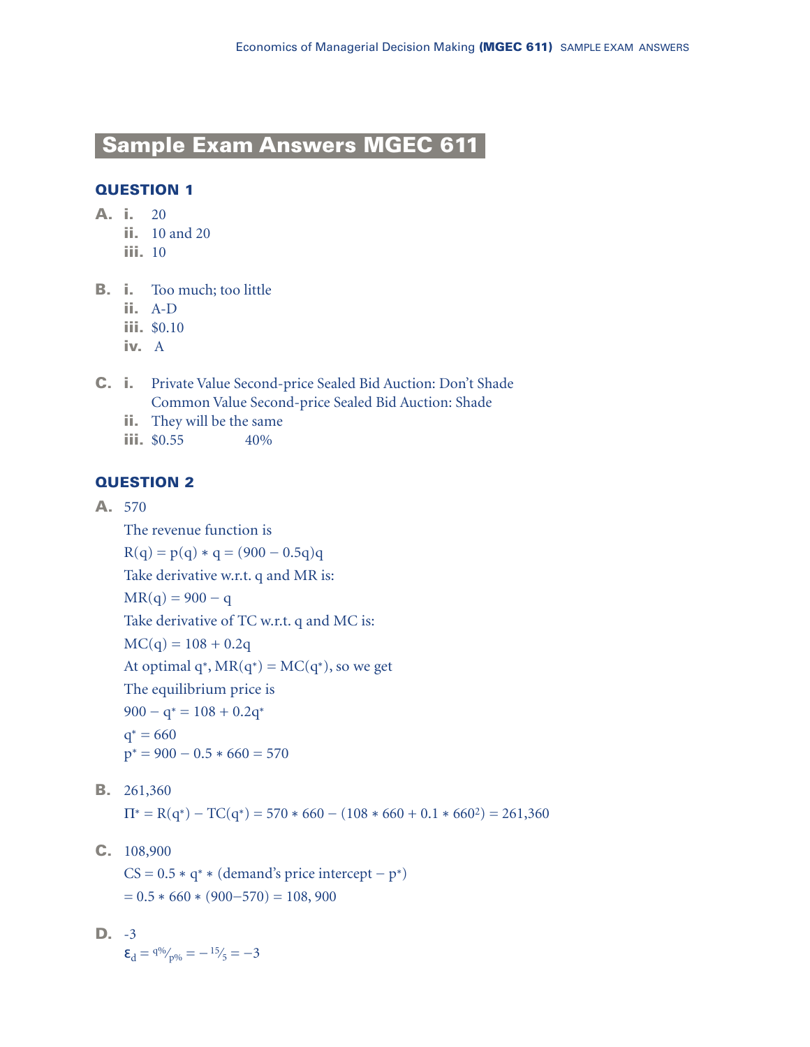# Sample Exam Answers MGEC 611

## QUESTION 1

**A.**
- **i.** 20
- **ii.** 10 and 20
- **iii.** 10

**B.**
- **i.** Too much; too little
- **ii.** A-D
- **iii.** $0.10
- **iv.** A

**C.**
- **i.** Private Value Second-price Sealed Bid Auction: Don't Shade
  Common Value Second-price Sealed Bid Auction: Shade
- **ii.** They will be the same
- **iii.** $0.55 40%

## QUESTION 2

**A.** 570

The revenue function is

$R(q) = p(q) * q = (900 - 0.5q)q$

Take derivative w.r.t. q and MR is:

$MR(q) = 900 - q$

Take derivative of TC w.r.t. q and MC is:

$MC(q) = 108 + 0.2q$

At optimal $q^*$, $MR(q^*) = MC(q^*)$, so we get

The equilibrium price is

$900 - q^* = 108 + 0.2q^*$

$q^* = 660$

$p^* = 900 - 0.5 * 660 = 570$

**B.** 261,360

$\Pi^* = R(q^*) - TC(q^*) = 570 * 660 - (108 * 660 + 0.1 * 660^2) = 261{,}360$

**C.** 108,900

$CS = 0.5 * q^* *$ (demand's price intercept $- p^*$)

$= 0.5 * 660 * (900-570) = 108{,}900$

**D.** -3

$\varepsilon_d = {}^{q\%}/_{p\%} = -{}^{15}/_{5} = -3$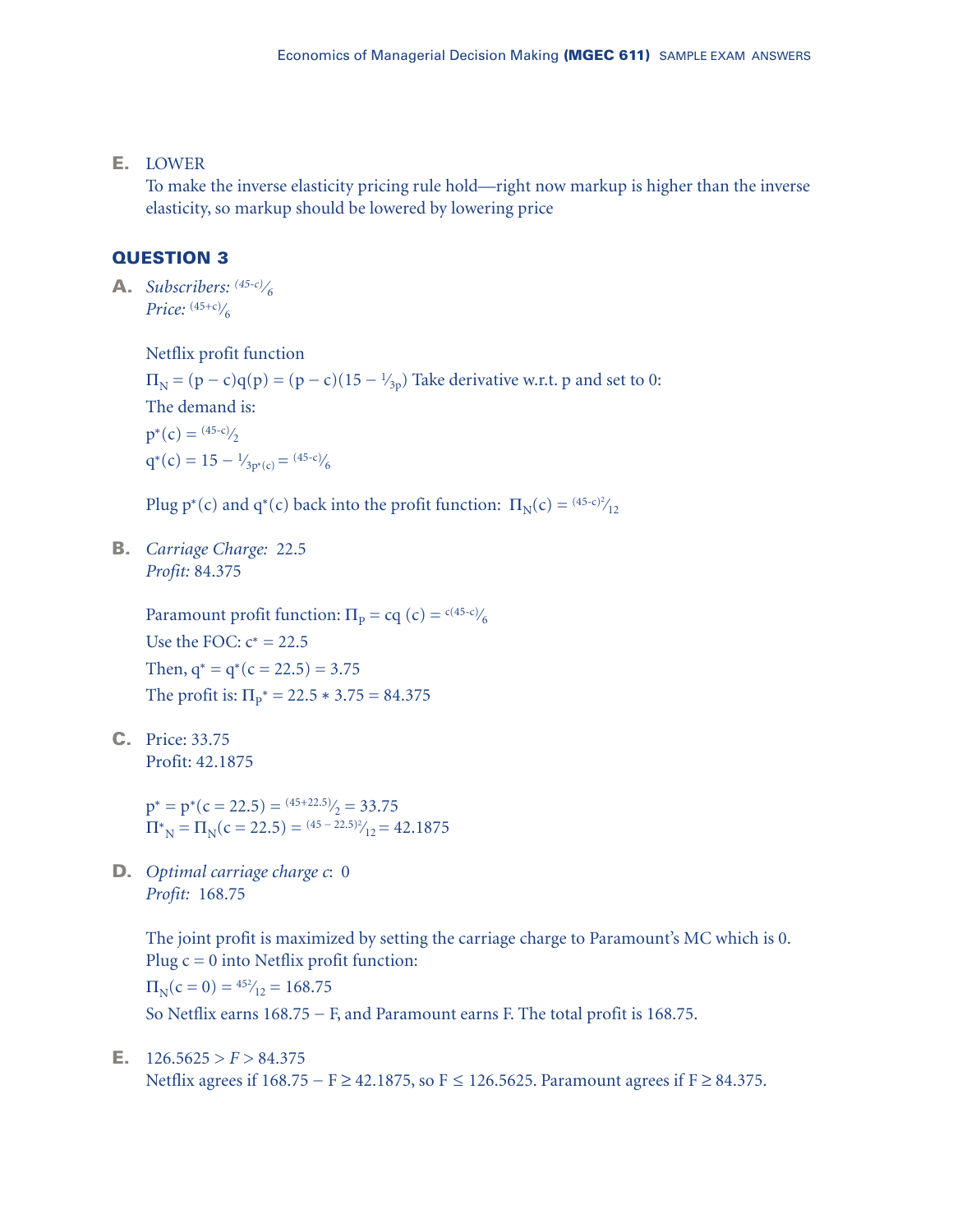**E.** LOWER

To make the inverse elasticity pricing rule hold—right now markup is higher than the inverse elasticity, so markup should be lowered by lowering price

## QUESTION 3

**A.** *Subscribers:* $^{(45\text{-}c)}/_{6}$
*Price:* $^{(45+c)}/_{6}$

Netflix profit function

$\Pi_N = (p - c)q(p) = (p - c)(15 - {}^{1}/_{3p})$ Take derivative w.r.t. p and set to 0:

The demand is:

$p^*(c) = {}^{(45\text{-}c)}/_{2}$

$q^*(c) = 15 - {}^{1}/_{3p^*(c)} = {}^{(45\text{-}c)}/_{6}$

Plug $p^*(c)$ and $q^*(c)$ back into the profit function: $\Pi_N(c) = {}^{(45\text{-}c)^2}/_{12}$

**B.** *Carriage Charge:* 22.5
*Profit:* 84.375

Paramount profit function: $\Pi_P = cq\,(c) = {}^{c(45\text{-}c)}/_{6}$

Use the FOC: $c^* = 22.5$

Then, $q^* = q^*(c = 22.5) = 3.75$

The profit is: $\Pi_P{}^* = 22.5 * 3.75 = 84.375$

**C.** Price: 33.75
Profit: 42.1875

$p^* = p^*(c = 22.5) = {}^{(45+22.5)}/_{2} = 33.75$
$\Pi^*_N = \Pi_N(c = 22.5) = {}^{(45 - 22.5)^2}/_{12} = 42.1875$

**D.** *Optimal carriage charge c*: 0
*Profit:* 168.75

The joint profit is maximized by setting the carriage charge to Paramount's MC which is 0.
Plug c = 0 into Netflix profit function:

$\Pi_N(c = 0) = {}^{45^2}/_{12} = 168.75$

So Netflix earns 168.75 − F, and Paramount earns F. The total profit is 168.75.

**E.** $126.5625 > F > 84.375$
Netflix agrees if $168.75 - F \geq 42.1875$, so $F \leq 126.5625$. Paramount agrees if $F \geq 84.375$.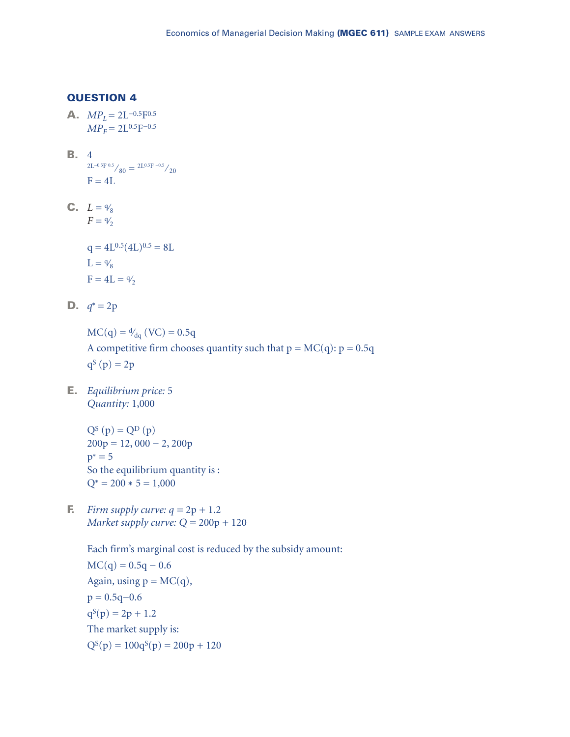## QUESTION 4

**A.** $MP_L = 2L^{-0.5}F^{0.5}$
$MP_F = 2L^{0.5}F^{-0.5}$

**B.** 4
$2L^{-0.5}F^{0.5}/80 = 2L^{0.5}F^{-0.5}/20$
$F = 4L$

**C.** $L = q/8$
$F = q/2$

$q = 4L^{0.5}(4L)^{0.5} = 8L$
$L = q/8$
$F = 4L = q/2$

**D.** $q^* = 2p$

$MC(q) = d/dq\,(VC) = 0.5q$
A competitive firm chooses quantity such that $p = MC(q)$: $p = 0.5q$
$q^S(p) = 2p$

**E.** *Equilibrium price:* 5
*Quantity:* 1,000

$Q^S(p) = Q^D(p)$
$200p = 12,000 - 2,200p$
$p^* = 5$
So the equilibrium quantity is :
$Q^* = 200 * 5 = 1{,}000$

**F.** *Firm supply curve:* $q = 2p + 1.2$
*Market supply curve:* $Q = 200p + 120$

Each firm's marginal cost is reduced by the subsidy amount:
$MC(q) = 0.5q - 0.6$
Again, using $p = MC(q)$,
$p = 0.5q - 0.6$
$q^S(p) = 2p + 1.2$
The market supply is:
$Q^S(p) = 100q^S(p) = 200p + 120$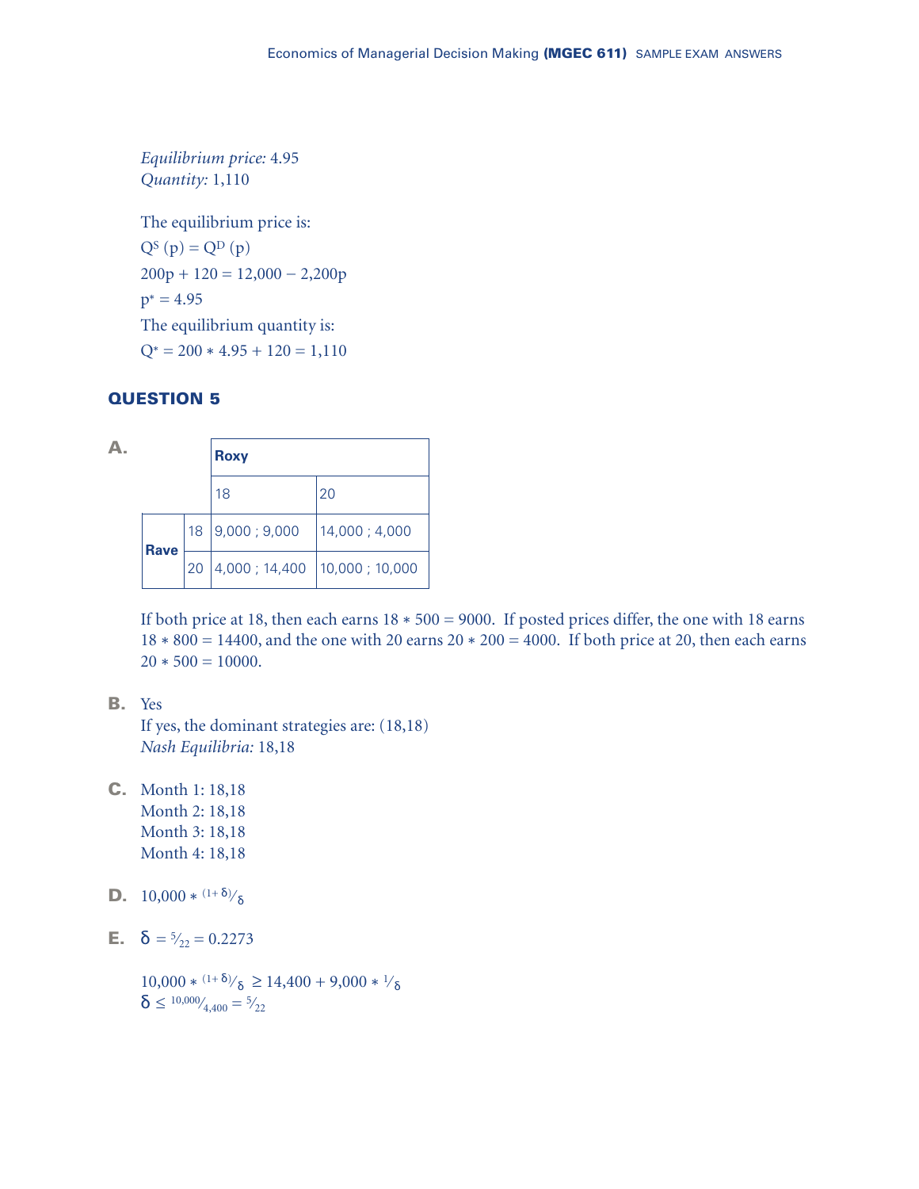*Equilibrium price:* 4.95
*Quantity:* 1,110

The equilibrium price is:

$Q^S(p) = Q^D(p)$

$200p + 120 = 12{,}000 - 2{,}200p$

$p^* = 4.95$

The equilibrium quantity is:

$Q^* = 200 * 4.95 + 120 = 1{,}110$

## QUESTION 5

**A.**

| | | Roxy | |
|---|---|---|---|
| | | 18 | 20 |
| Rave | 18 | 9,000 ; 9,000 | 14,000 ; 4,000 |
| | 20 | 4,000 ; 14,400 | 10,000 ; 10,000 |

If both price at 18, then each earns $18 * 500 = 9000$. If posted prices differ, the one with 18 earns $18 * 800 = 14400$, and the one with 20 earns $20 * 200 = 4000$. If both price at 20, then each earns $20 * 500 = 10000$.

**B.** Yes

If yes, the dominant strategies are: (18,18)

*Nash Equilibria:* 18,18

**C.** Month 1: 18,18

Month 2: 18,18

Month 3: 18,18

Month 4: 18,18

**D.** $10{,}000 * {}^{(1+\delta)}/_{\delta}$

**E.** $\delta = {}^{5}/_{22} = 0.2273$

$10{,}000 * {}^{(1+\delta)}/_{\delta} \geq 14{,}400 + 9{,}000 * {}^{1}/_{\delta}$

$\delta \leq {}^{10{,}000}/_{4{,}400} = {}^{5}/_{22}$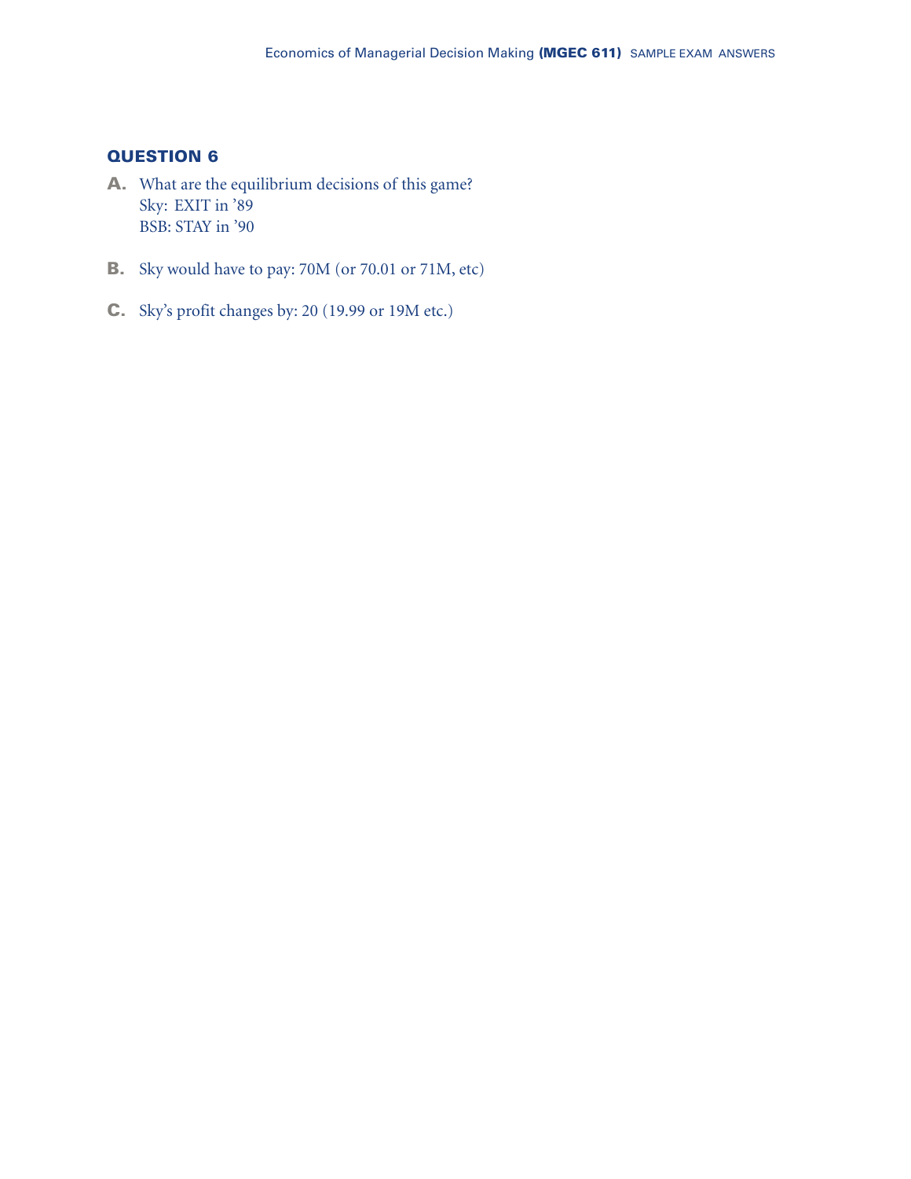## QUESTION 6

**A.** What are the equilibrium decisions of this game?
Sky: EXIT in ’89
BSB: STAY in ’90

**B.** Sky would have to pay: 70M (or 70.01 or 71M, etc)

**C.** Sky’s profit changes by: 20 (19.99 or 19M etc.)